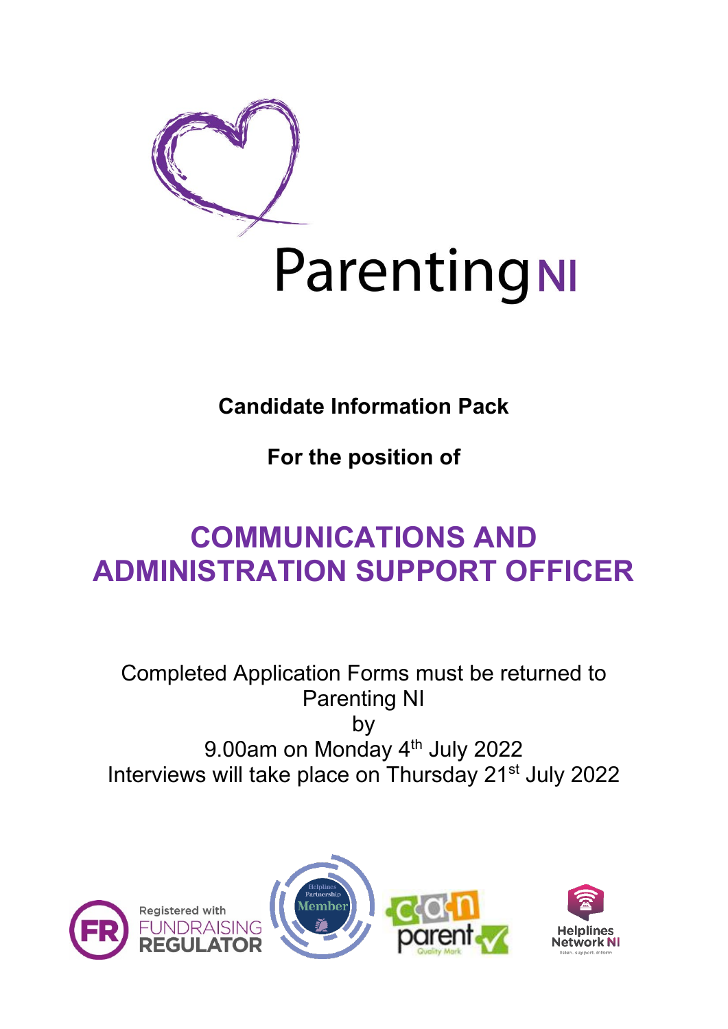# ParentingNI

**Candidate Information Pack**

**For the position of**

## COMMUNICATIONS AND ADMINISTRATION SUPPORT OFFICER

Completed Application Forms must be returned to Parenting NI
by
9.00am on Monday 4th July 2022
Interviews will take place on Thursday 21st July 2022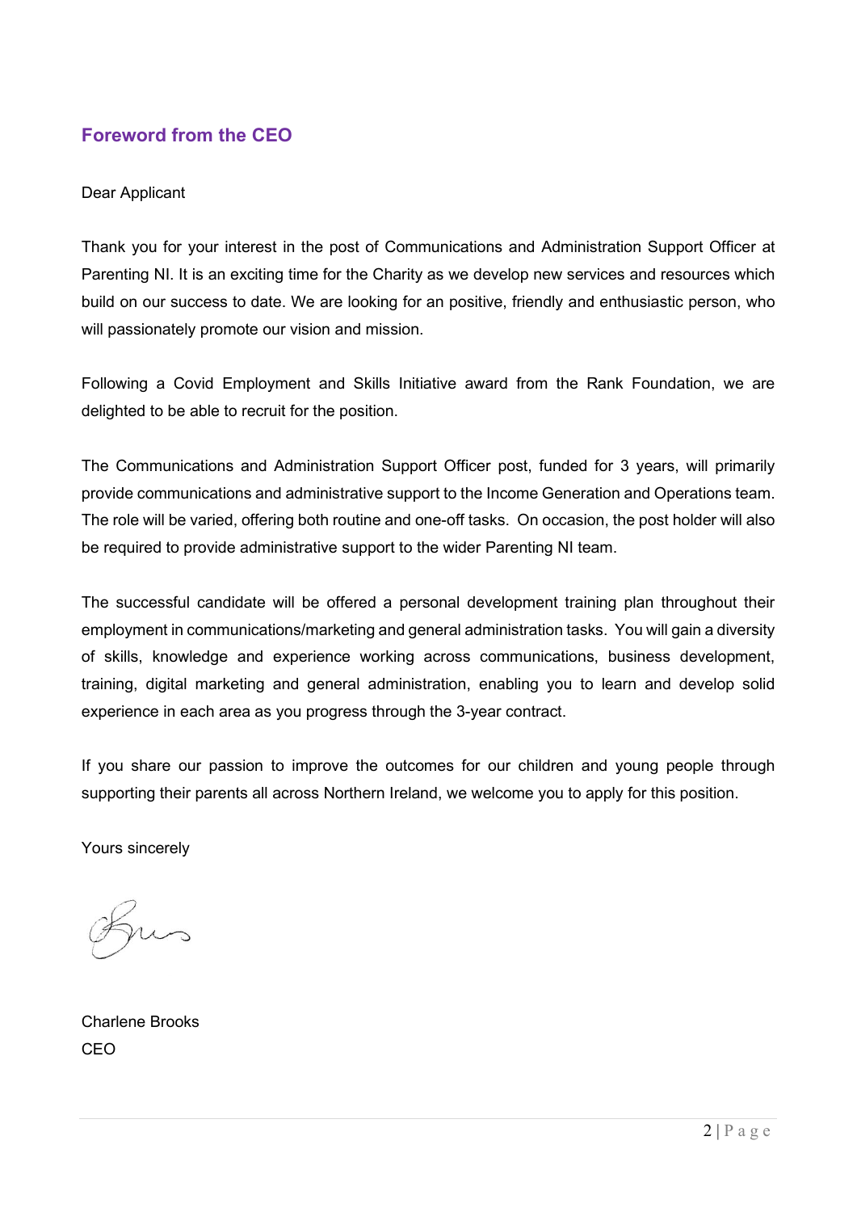## Foreword from the CEO

Dear Applicant

Thank you for your interest in the post of Communications and Administration Support Officer at Parenting NI. It is an exciting time for the Charity as we develop new services and resources which build on our success to date. We are looking for an positive, friendly and enthusiastic person, who will passionately promote our vision and mission.

Following a Covid Employment and Skills Initiative award from the Rank Foundation, we are delighted to be able to recruit for the position.

The Communications and Administration Support Officer post, funded for 3 years, will primarily provide communications and administrative support to the Income Generation and Operations team. The role will be varied, offering both routine and one-off tasks. On occasion, the post holder will also be required to provide administrative support to the wider Parenting NI team.

The successful candidate will be offered a personal development training plan throughout their employment in communications/marketing and general administration tasks. You will gain a diversity of skills, knowledge and experience working across communications, business development, training, digital marketing and general administration, enabling you to learn and develop solid experience in each area as you progress through the 3-year contract.

If you share our passion to improve the outcomes for our children and young people through supporting their parents all across Northern Ireland, we welcome you to apply for this position.

Yours sincerely

Charlene Brooks
CEO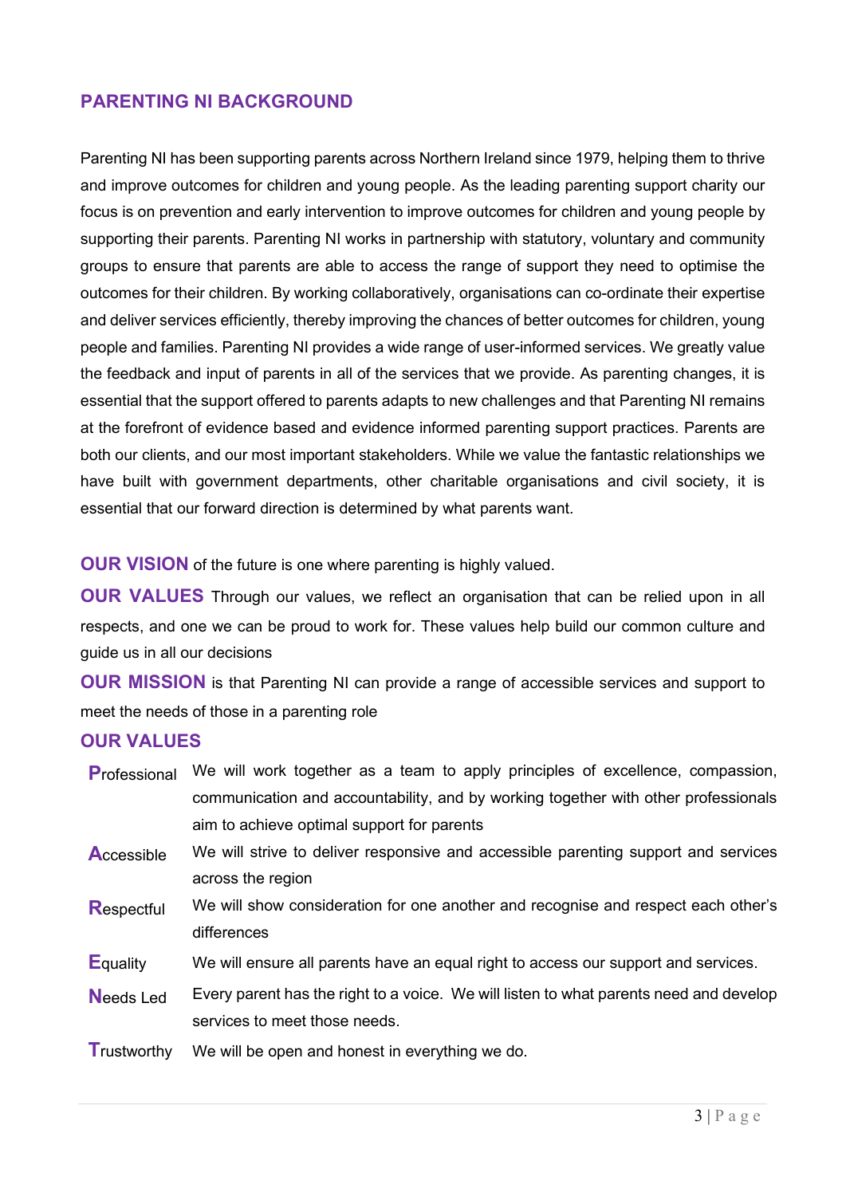## PARENTING NI BACKGROUND

Parenting NI has been supporting parents across Northern Ireland since 1979, helping them to thrive and improve outcomes for children and young people. As the leading parenting support charity our focus is on prevention and early intervention to improve outcomes for children and young people by supporting their parents. Parenting NI works in partnership with statutory, voluntary and community groups to ensure that parents are able to access the range of support they need to optimise the outcomes for their children. By working collaboratively, organisations can co-ordinate their expertise and deliver services efficiently, thereby improving the chances of better outcomes for children, young people and families. Parenting NI provides a wide range of user-informed services. We greatly value the feedback and input of parents in all of the services that we provide. As parenting changes, it is essential that the support offered to parents adapts to new challenges and that Parenting NI remains at the forefront of evidence based and evidence informed parenting support practices. Parents are both our clients, and our most important stakeholders. While we value the fantastic relationships we have built with government departments, other charitable organisations and civil society, it is essential that our forward direction is determined by what parents want.

**OUR VISION** of the future is one where parenting is highly valued.

**OUR VALUES** Through our values, we reflect an organisation that can be relied upon in all respects, and one we can be proud to work for. These values help build our common culture and guide us in all our decisions

**OUR MISSION** is that Parenting NI can provide a range of accessible services and support to meet the needs of those in a parenting role

### OUR VALUES

| | |
|---|---|
| **P**rofessional | We will work together as a team to apply principles of excellence, compassion, communication and accountability, and by working together with other professionals aim to achieve optimal support for parents |
| **A**ccessible | We will strive to deliver responsive and accessible parenting support and services across the region |
| **R**espectful | We will show consideration for one another and recognise and respect each other's differences |
| **E**quality | We will ensure all parents have an equal right to access our support and services. |
| **N**eeds Led | Every parent has the right to a voice. We will listen to what parents need and develop services to meet those needs. |
| **T**rustworthy | We will be open and honest in everything we do. |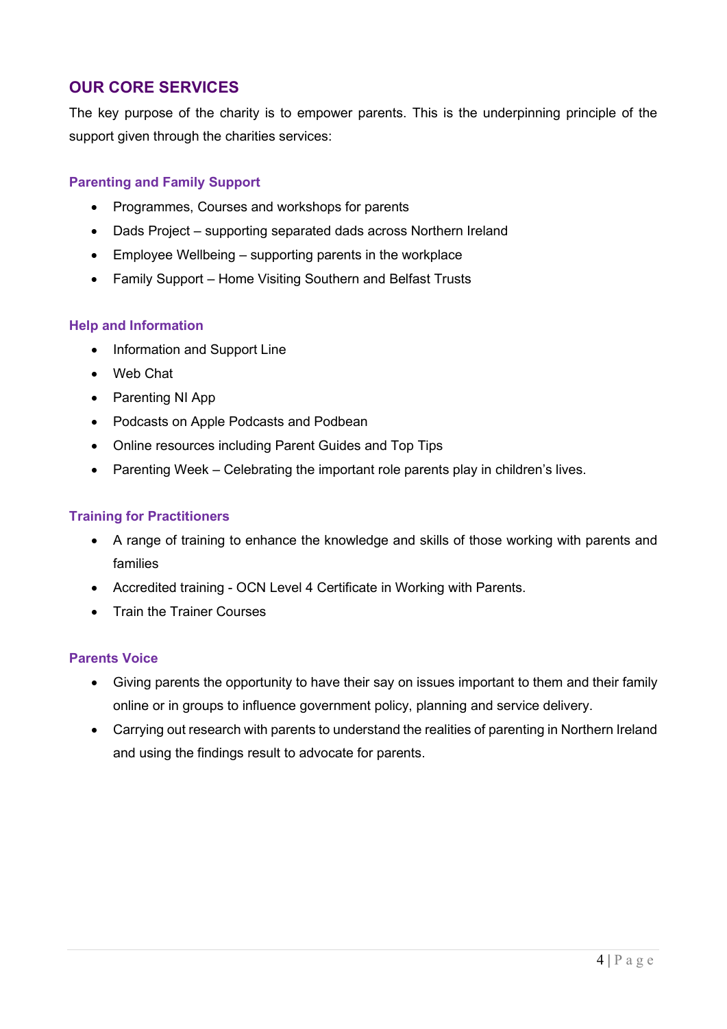## OUR CORE SERVICES

The key purpose of the charity is to empower parents. This is the underpinning principle of the support given through the charities services:

### Parenting and Family Support

- Programmes, Courses and workshops for parents
- Dads Project – supporting separated dads across Northern Ireland
- Employee Wellbeing – supporting parents in the workplace
- Family Support – Home Visiting Southern and Belfast Trusts

### Help and Information

- Information and Support Line
- Web Chat
- Parenting NI App
- Podcasts on Apple Podcasts and Podbean
- Online resources including Parent Guides and Top Tips
- Parenting Week – Celebrating the important role parents play in children's lives.

### Training for Practitioners

- A range of training to enhance the knowledge and skills of those working with parents and families
- Accredited training - OCN Level 4 Certificate in Working with Parents.
- Train the Trainer Courses

### Parents Voice

- Giving parents the opportunity to have their say on issues important to them and their family online or in groups to influence government policy, planning and service delivery.
- Carrying out research with parents to understand the realities of parenting in Northern Ireland and using the findings result to advocate for parents.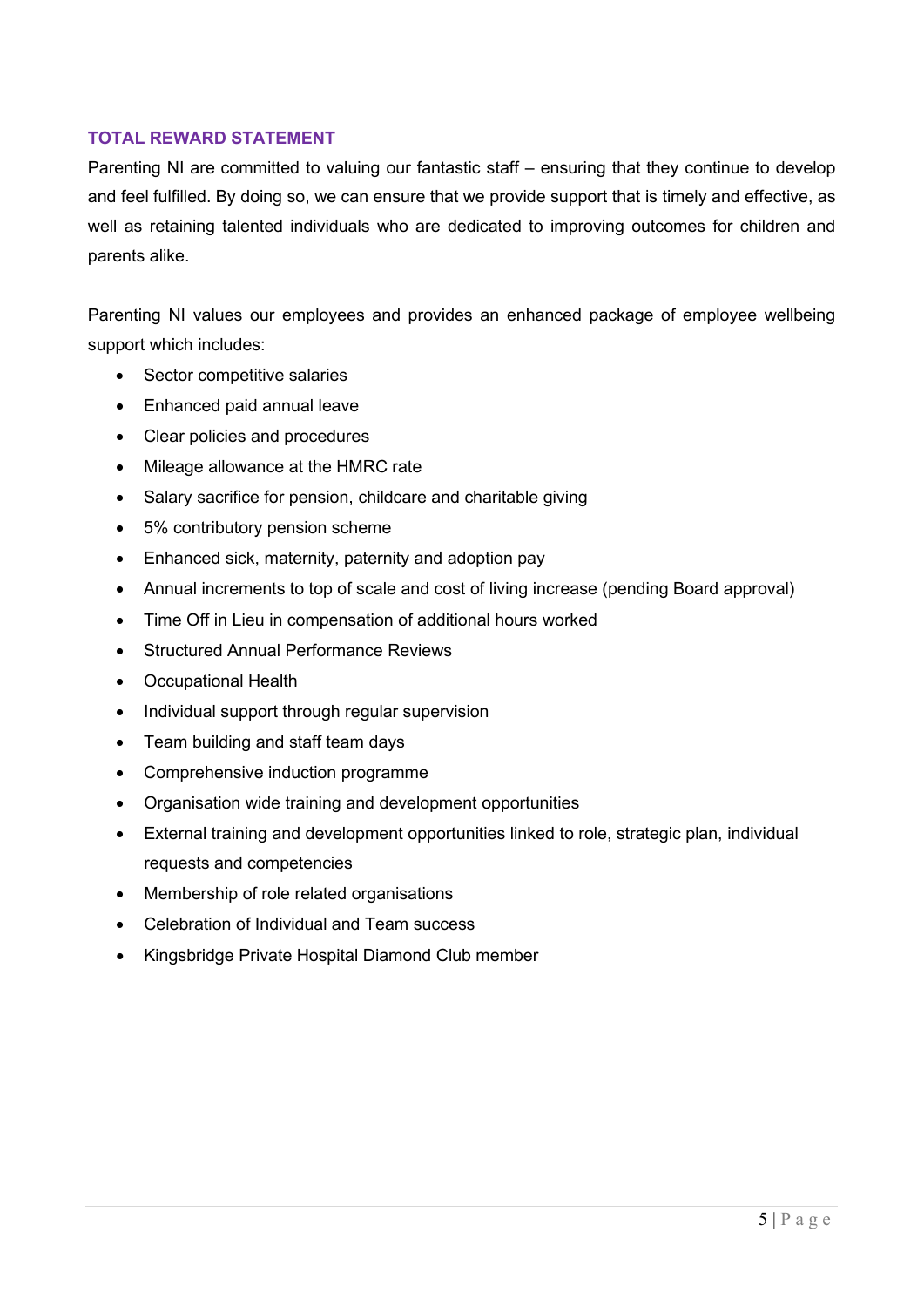## TOTAL REWARD STATEMENT

Parenting NI are committed to valuing our fantastic staff – ensuring that they continue to develop and feel fulfilled. By doing so, we can ensure that we provide support that is timely and effective, as well as retaining talented individuals who are dedicated to improving outcomes for children and parents alike.

Parenting NI values our employees and provides an enhanced package of employee wellbeing support which includes:

- Sector competitive salaries
- Enhanced paid annual leave
- Clear policies and procedures
- Mileage allowance at the HMRC rate
- Salary sacrifice for pension, childcare and charitable giving
- 5% contributory pension scheme
- Enhanced sick, maternity, paternity and adoption pay
- Annual increments to top of scale and cost of living increase (pending Board approval)
- Time Off in Lieu in compensation of additional hours worked
- Structured Annual Performance Reviews
- Occupational Health
- Individual support through regular supervision
- Team building and staff team days
- Comprehensive induction programme
- Organisation wide training and development opportunities
- External training and development opportunities linked to role, strategic plan, individual requests and competencies
- Membership of role related organisations
- Celebration of Individual and Team success
- Kingsbridge Private Hospital Diamond Club member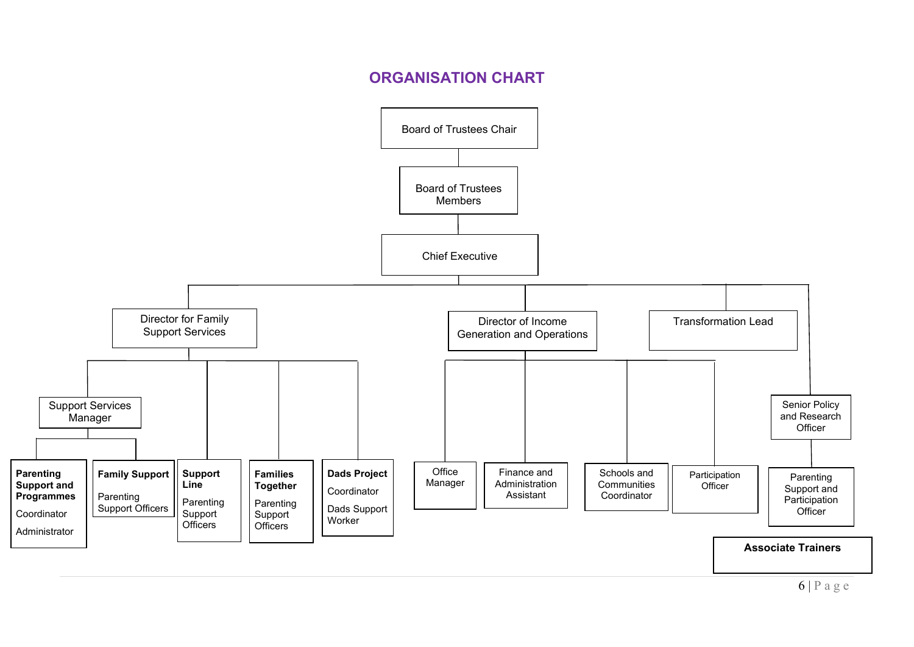# ORGANISATION CHART

- Board of Trustees Chair
  - Board of Trustees Members
    - Chief Executive
      - Director for Family Support Services
        - Support Services Manager
          - **Parenting Support and Programmes**
            - Coordinator
            - Administrator
          - **Family Support**
            - Parenting Support Officers
        - **Support Line**
          - Parenting Support Officers
        - **Families Together**
          - Parenting Support Officers
        - **Dads Project**
          - Coordinator
          - Dads Support Worker
      - Director of Income Generation and Operations
        - Office Manager
        - Finance and Administration Assistant
        - Schools and Communities Coordinator
        - Participation Officer
      - Transformation Lead
      - Senior Policy and Research Officer
        - Parenting Support and Participation Officer

**Associate Trainers**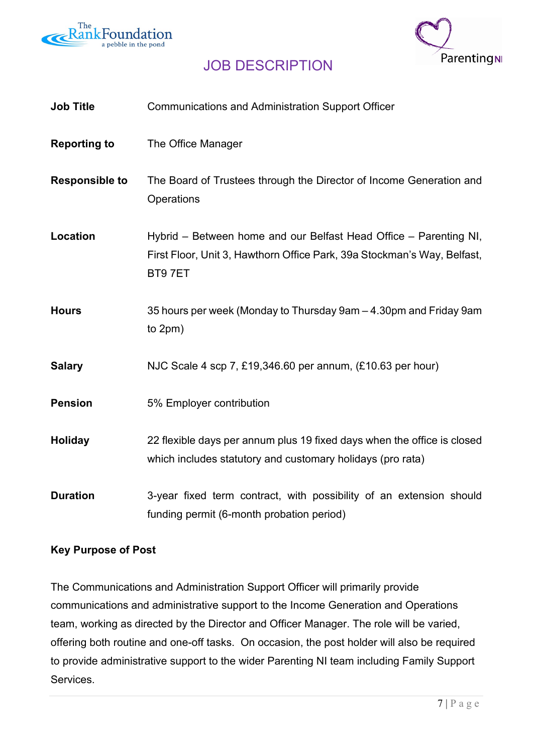# JOB DESCRIPTION

| | |
|---|---|
| **Job Title** | Communications and Administration Support Officer |
| **Reporting to** | The Office Manager |
| **Responsible to** | The Board of Trustees through the Director of Income Generation and Operations |
| **Location** | Hybrid – Between home and our Belfast Head Office – Parenting NI, First Floor, Unit 3, Hawthorn Office Park, 39a Stockman's Way, Belfast, BT9 7ET |
| **Hours** | 35 hours per week (Monday to Thursday 9am – 4.30pm and Friday 9am to 2pm) |
| **Salary** | NJC Scale 4 scp 7, £19,346.60 per annum, (£10.63 per hour) |
| **Pension** | 5% Employer contribution |
| **Holiday** | 22 flexible days per annum plus 19 fixed days when the office is closed which includes statutory and customary holidays (pro rata) |
| **Duration** | 3-year fixed term contract, with possibility of an extension should funding permit (6-month probation period) |

**Key Purpose of Post**

The Communications and Administration Support Officer will primarily provide communications and administrative support to the Income Generation and Operations team, working as directed by the Director and Officer Manager. The role will be varied, offering both routine and one-off tasks. On occasion, the post holder will also be required to provide administrative support to the wider Parenting NI team including Family Support Services.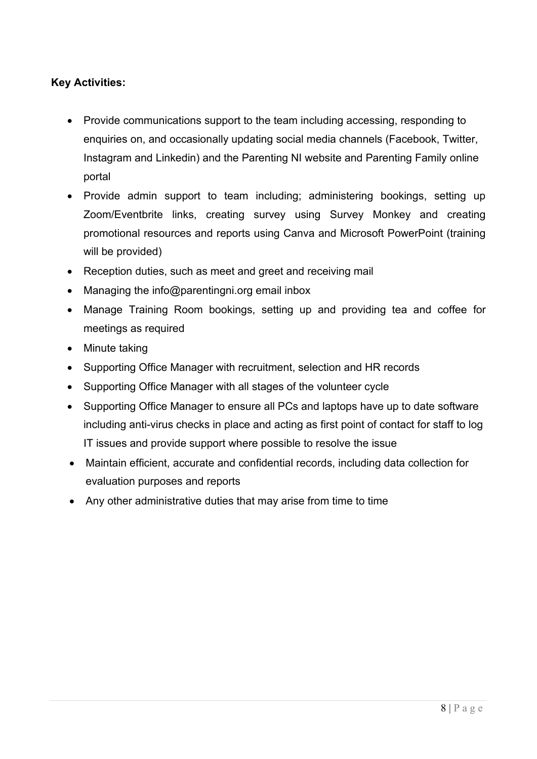**Key Activities:**

- Provide communications support to the team including accessing, responding to enquiries on, and occasionally updating social media channels (Facebook, Twitter, Instagram and Linkedin) and the Parenting NI website and Parenting Family online portal
- Provide admin support to team including; administering bookings, setting up Zoom/Eventbrite links, creating survey using Survey Monkey and creating promotional resources and reports using Canva and Microsoft PowerPoint (training will be provided)
- Reception duties, such as meet and greet and receiving mail
- Managing the info@parentingni.org email inbox
- Manage Training Room bookings, setting up and providing tea and coffee for meetings as required
- Minute taking
- Supporting Office Manager with recruitment, selection and HR records
- Supporting Office Manager with all stages of the volunteer cycle
- Supporting Office Manager to ensure all PCs and laptops have up to date software including anti-virus checks in place and acting as first point of contact for staff to log IT issues and provide support where possible to resolve the issue
- Maintain efficient, accurate and confidential records, including data collection for evaluation purposes and reports
- Any other administrative duties that may arise from time to time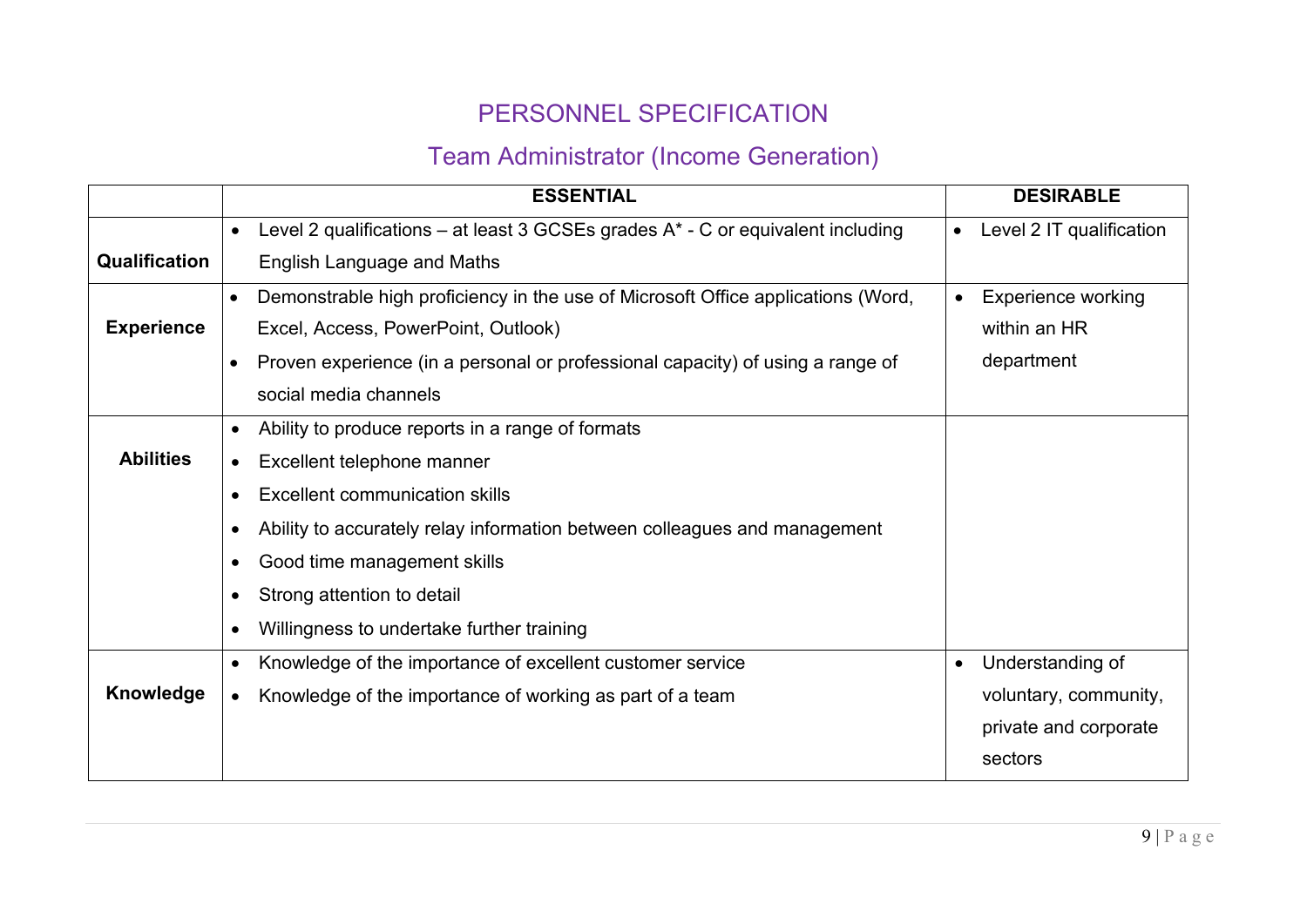# PERSONNEL SPECIFICATION

## Team Administrator (Income Generation)

| | ESSENTIAL | DESIRABLE |
|---|---|---|
| **Qualification** | • Level 2 qualifications – at least 3 GCSEs grades A* - C or equivalent including English Language and Maths | • Level 2 IT qualification |
| **Experience** | • Demonstrable high proficiency in the use of Microsoft Office applications (Word, Excel, Access, PowerPoint, Outlook)<br>• Proven experience (in a personal or professional capacity) of using a range of social media channels | • Experience working within an HR department |
| **Abilities** | • Ability to produce reports in a range of formats<br>• Excellent telephone manner<br>• Excellent communication skills<br>• Ability to accurately relay information between colleagues and management<br>• Good time management skills<br>• Strong attention to detail<br>• Willingness to undertake further training | |
| **Knowledge** | • Knowledge of the importance of excellent customer service<br>• Knowledge of the importance of working as part of a team | • Understanding of voluntary, community, private and corporate sectors |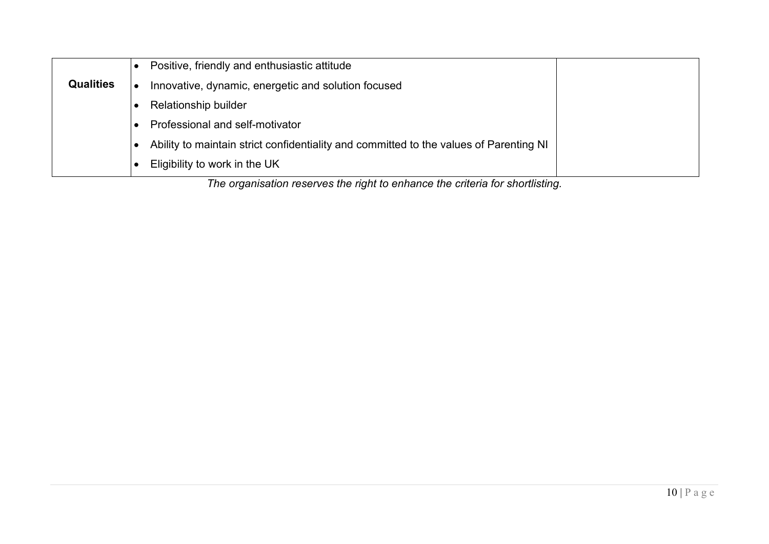| | | |
|---|---|---|
| **Qualities** | • Positive, friendly and enthusiastic attitude<br>• Innovative, dynamic, energetic and solution focused<br>• Relationship builder<br>• Professional and self-motivator<br>• Ability to maintain strict confidentiality and committed to the values of Parenting NI<br>• Eligibility to work in the UK | |

*The organisation reserves the right to enhance the criteria for shortlisting.*